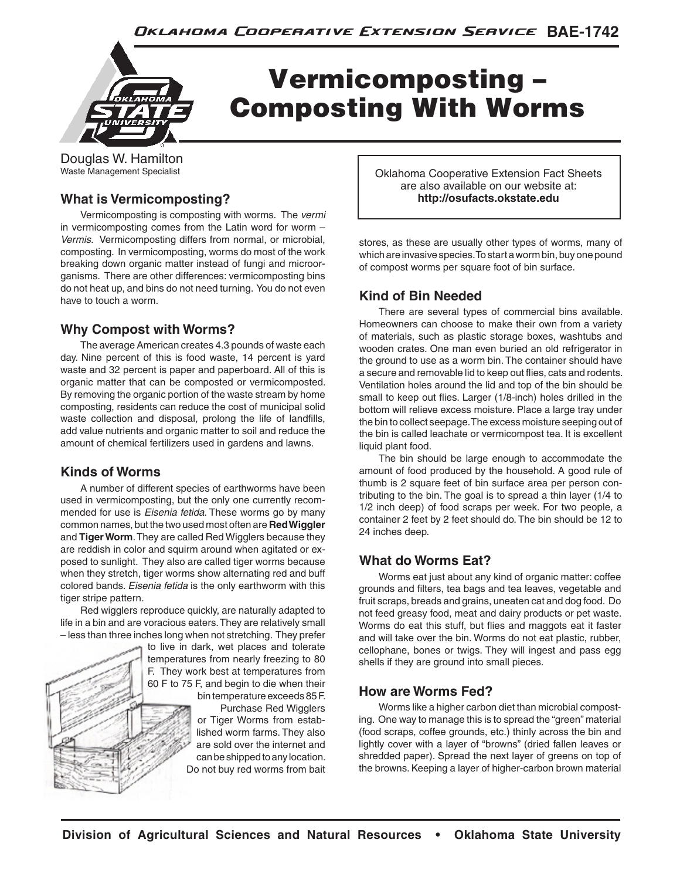Oklahoma Cooperative Extension Service BAE-1742

# Vermicomposting – Composting With Worms

Douglas W. Hamilton
Waste Management Specialist

Oklahoma Cooperative Extension Fact Sheets are also available on our website at: **http://osufacts.okstate.edu**

## What is Vermicomposting?

Vermicomposting is composting with worms. The *vermi* in vermicomposting comes from the Latin word for worm – *Vermis*. Vermicomposting differs from normal, or microbial, composting. In vermicomposting, worms do most of the work breaking down organic matter instead of fungi and microorganisms. There are other differences: vermicomposting bins do not heat up, and bins do not need turning. You do not even have to touch a worm.

## Why Compost with Worms?

The average American creates 4.3 pounds of waste each day. Nine percent of this is food waste, 14 percent is yard waste and 32 percent is paper and paperboard. All of this is organic matter that can be composted or vermicomposted. By removing the organic portion of the waste stream by home composting, residents can reduce the cost of municipal solid waste collection and disposal, prolong the life of landfills, add value nutrients and organic matter to soil and reduce the amount of chemical fertilizers used in gardens and lawns.

## Kinds of Worms

A number of different species of earthworms have been used in vermicomposting, but the only one currently recommended for use is *Eisenia fetida*. These worms go by many common names, but the two used most often are **Red Wiggler** and **Tiger Worm**. They are called Red Wigglers because they are reddish in color and squirm around when agitated or exposed to sunlight. They also are called tiger worms because when they stretch, tiger worms show alternating red and buff colored bands. *Eisenia fetida* is the only earthworm with this tiger stripe pattern.

Red wigglers reproduce quickly, are naturally adapted to life in a bin and are voracious eaters. They are relatively small – less than three inches long when not stretching. They prefer to live in dark, wet places and tolerate temperatures from nearly freezing to 80 F. They work best at temperatures from 60 F to 75 F, and begin to die when their bin temperature exceeds 85 F.

Purchase Red Wigglers or Tiger Worms from established worm farms. They also are sold over the internet and can be shipped to any location. Do not buy red worms from bait stores, as these are usually other types of worms, many of which are invasive species. To start a worm bin, buy one pound of compost worms per square foot of bin surface.

## Kind of Bin Needed

There are several types of commercial bins available. Homeowners can choose to make their own from a variety of materials, such as plastic storage boxes, washtubs and wooden crates. One man even buried an old refrigerator in the ground to use as a worm bin. The container should have a secure and removable lid to keep out flies, cats and rodents. Ventilation holes around the lid and top of the bin should be small to keep out flies. Larger (1/8-inch) holes drilled in the bottom will relieve excess moisture. Place a large tray under the bin to collect seepage. The excess moisture seeping out of the bin is called leachate or vermicompost tea. It is excellent liquid plant food.

The bin should be large enough to accommodate the amount of food produced by the household. A good rule of thumb is 2 square feet of bin surface area per person contributing to the bin. The goal is to spread a thin layer (1/4 to 1/2 inch deep) of food scraps per week. For two people, a container 2 feet by 2 feet should do. The bin should be 12 to 24 inches deep.

## What do Worms Eat?

Worms eat just about any kind of organic matter: coffee grounds and filters, tea bags and tea leaves, vegetable and fruit scraps, breads and grains, uneaten cat and dog food. Do not feed greasy food, meat and dairy products or pet waste. Worms do eat this stuff, but flies and maggots eat it faster and will take over the bin. Worms do not eat plastic, rubber, cellophane, bones or twigs. They will ingest and pass egg shells if they are ground into small pieces.

## How are Worms Fed?

Worms like a higher carbon diet than microbial composting. One way to manage this is to spread the "green" material (food scraps, coffee grounds, etc.) thinly across the bin and lightly cover with a layer of "browns" (dried fallen leaves or shredded paper). Spread the next layer of greens on top of the browns. Keeping a layer of higher-carbon brown material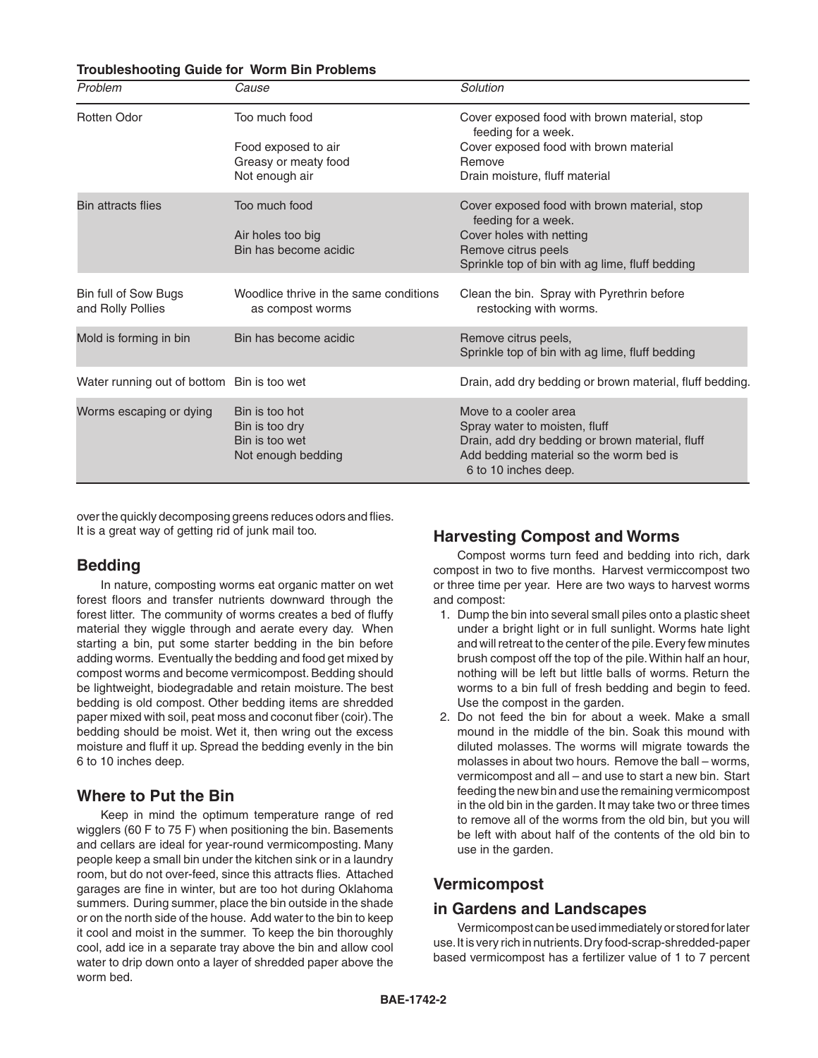**Troubleshooting Guide for Worm Bin Problems**

| *Problem* | *Cause* | *Solution* |
|---|---|---|
| Rotten Odor | Too much food | Cover exposed food with brown material, stop feeding for a week. |
| | Food exposed to air | Cover exposed food with brown material |
| | Greasy or meaty food | Remove |
| | Not enough air | Drain moisture, fluff material |
| Bin attracts flies | Too much food | Cover exposed food with brown material, stop feeding for a week. |
| | Air holes too big | Cover holes with netting |
| | Bin has become acidic | Remove citrus peels |
| | | Sprinkle top of bin with ag lime, fluff bedding |
| Bin full of Sow Bugs and Rolly Pollies | Woodlice thrive in the same conditions as compost worms | Clean the bin. Spray with Pyrethrin before restocking with worms. |
| Mold is forming in bin | Bin has become acidic | Remove citrus peels, Sprinkle top of bin with ag lime, fluff bedding |
| Water running out of bottom | Bin is too wet | Drain, add dry bedding or brown material, fluff bedding. |
| Worms escaping or dying | Bin is too hot | Move to a cooler area |
| | Bin is too dry | Spray water to moisten, fluff |
| | Bin is too wet | Drain, add dry bedding or brown material, fluff |
| | Not enough bedding | Add bedding material so the worm bed is 6 to 10 inches deep. |

over the quickly decomposing greens reduces odors and flies. It is a great way of getting rid of junk mail too.

## Bedding

In nature, composting worms eat organic matter on wet forest floors and transfer nutrients downward through the forest litter. The community of worms creates a bed of fluffy material they wiggle through and aerate every day. When starting a bin, put some starter bedding in the bin before adding worms. Eventually the bedding and food get mixed by compost worms and become vermicompost. Bedding should be lightweight, biodegradable and retain moisture. The best bedding is old compost. Other bedding items are shredded paper mixed with soil, peat moss and coconut fiber (coir). The bedding should be moist. Wet it, then wring out the excess moisture and fluff it up. Spread the bedding evenly in the bin 6 to 10 inches deep.

## Where to Put the Bin

Keep in mind the optimum temperature range of red wigglers (60 F to 75 F) when positioning the bin. Basements and cellars are ideal for year-round vermicomposting. Many people keep a small bin under the kitchen sink or in a laundry room, but do not over-feed, since this attracts flies. Attached garages are fine in winter, but are too hot during Oklahoma summers. During summer, place the bin outside in the shade or on the north side of the house. Add water to the bin to keep it cool and moist in the summer. To keep the bin thoroughly cool, add ice in a separate tray above the bin and allow cool water to drip down onto a layer of shredded paper above the worm bed.

## Harvesting Compost and Worms

Compost worms turn feed and bedding into rich, dark compost in two to five months. Harvest vermiccompost two or three time per year. Here are two ways to harvest worms and compost:

1. Dump the bin into several small piles onto a plastic sheet under a bright light or in full sunlight. Worms hate light and will retreat to the center of the pile. Every few minutes brush compost off the top of the pile. Within half an hour, nothing will be left but little balls of worms. Return the worms to a bin full of fresh bedding and begin to feed. Use the compost in the garden.
2. Do not feed the bin for about a week. Make a small mound in the middle of the bin. Soak this mound with diluted molasses. The worms will migrate towards the molasses in about two hours. Remove the ball – worms, vermicompost and all – and use to start a new bin. Start feeding the new bin and use the remaining vermicompost in the old bin in the garden. It may take two or three times to remove all of the worms from the old bin, but you will be left with about half of the contents of the old bin to use in the garden.

## Vermicompost in Gardens and Landscapes

Vermicompost can be used immediately or stored for later use. It is very rich in nutrients. Dry food-scrap-shredded-paper based vermicompost has a fertilizer value of 1 to 7 percent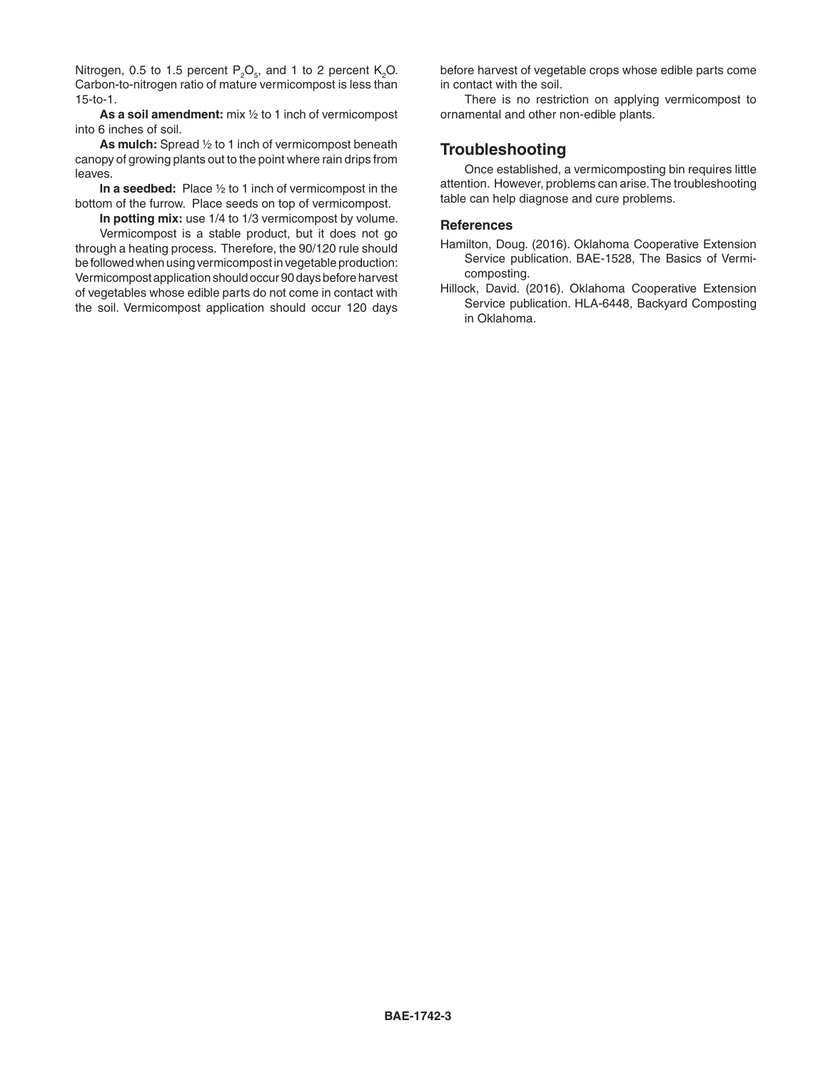Nitrogen, 0.5 to 1.5 percent $P_2O_5$, and 1 to 2 percent $K_2O$. Carbon-to-nitrogen ratio of mature vermicompost is less than 15-to-1.

**As a soil amendment:** mix ½ to 1 inch of vermicompost into 6 inches of soil.

**As mulch:** Spread ½ to 1 inch of vermicompost beneath canopy of growing plants out to the point where rain drips from leaves.

**In a seedbed:** Place ½ to 1 inch of vermicompost in the bottom of the furrow. Place seeds on top of vermicompost.

**In potting mix:** use 1/4 to 1/3 vermicompost by volume.

Vermicompost is a stable product, but it does not go through a heating process. Therefore, the 90/120 rule should be followed when using vermicompost in vegetable production: Vermicompost application should occur 90 days before harvest of vegetables whose edible parts do not come in contact with the soil. Vermicompost application should occur 120 days before harvest of vegetable crops whose edible parts come in contact with the soil.

There is no restriction on applying vermicompost to ornamental and other non-edible plants.

## Troubleshooting

Once established, a vermicomposting bin requires little attention. However, problems can arise. The troubleshooting table can help diagnose and cure problems.

### References

Hamilton, Doug. (2016). Oklahoma Cooperative Extension Service publication. BAE-1528, The Basics of Vermicomposting.

Hillock, David. (2016). Oklahoma Cooperative Extension Service publication. HLA-6448, Backyard Composting in Oklahoma.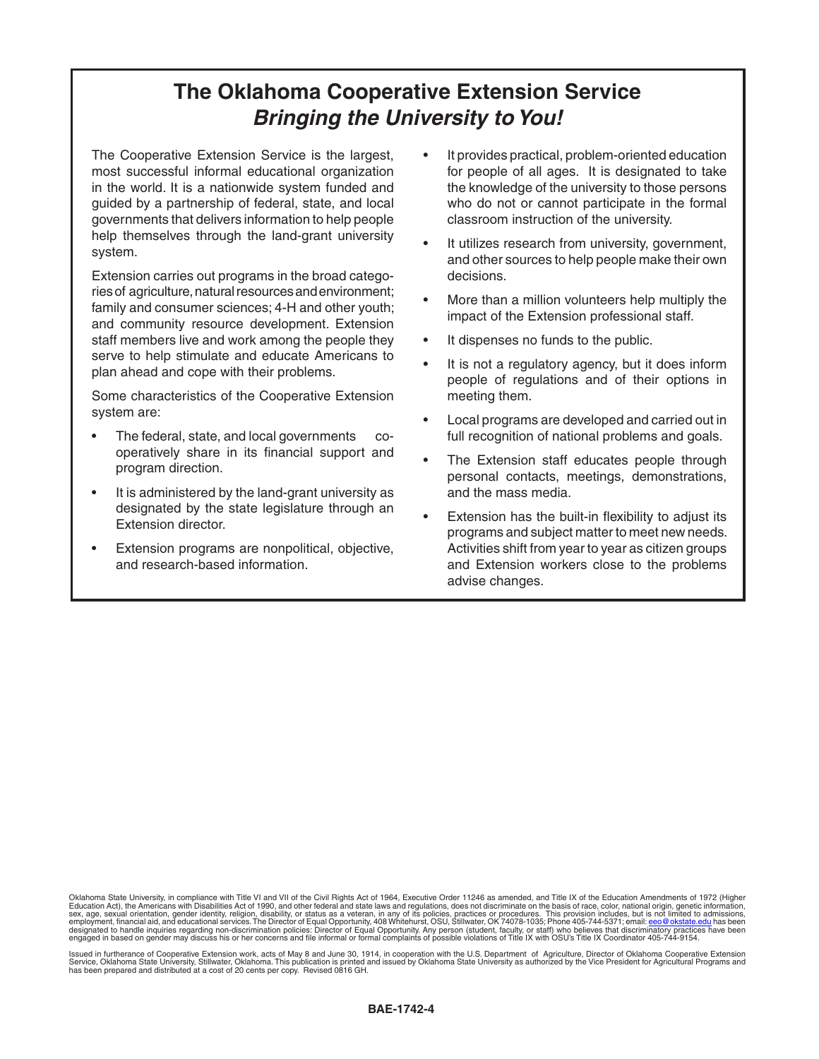# The Oklahoma Cooperative Extension Service

## *Bringing the University to You!*

The Cooperative Extension Service is the largest, most successful informal educational organization in the world. It is a nationwide system funded and guided by a partnership of federal, state, and local governments that delivers information to help people help themselves through the land-grant university system.

Extension carries out programs in the broad categories of agriculture, natural resources and environment; family and consumer sciences; 4-H and other youth; and community resource development. Extension staff members live and work among the people they serve to help stimulate and educate Americans to plan ahead and cope with their problems.

Some characteristics of the Cooperative Extension system are:

- The federal, state, and local governments cooperatively share in its financial support and program direction.
- It is administered by the land-grant university as designated by the state legislature through an Extension director.
- Extension programs are nonpolitical, objective, and research-based information.
- It provides practical, problem-oriented education for people of all ages. It is designated to take the knowledge of the university to those persons who do not or cannot participate in the formal classroom instruction of the university.
- It utilizes research from university, government, and other sources to help people make their own decisions.
- More than a million volunteers help multiply the impact of the Extension professional staff.
- It dispenses no funds to the public.
- It is not a regulatory agency, but it does inform people of regulations and of their options in meeting them.
- Local programs are developed and carried out in full recognition of national problems and goals.
- The Extension staff educates people through personal contacts, meetings, demonstrations, and the mass media.
- Extension has the built-in flexibility to adjust its programs and subject matter to meet new needs. Activities shift from year to year as citizen groups and Extension workers close to the problems advise changes.

Oklahoma State University, in compliance with Title VI and VII of the Civil Rights Act of 1964, Executive Order 11246 as amended, and Title IX of the Education Amendments of 1972 (Higher Education Act), the Americans with Disabilities Act of 1990, and other federal and state laws and regulations, does not discriminate on the basis of race, color, national origin, genetic information, sex, age, sexual orientation, gender identity, religion, disability, or status as a veteran, in any of its policies, practices or procedures. This provision includes, but is not limited to admissions, employment, financial aid, and educational services. The Director of Equal Opportunity, 408 Whitehurst, OSU, Stillwater, OK 74078-1035; Phone 405-744-5371; email: eeo@okstate.edu has been designated to handle inquiries regarding non-discrimination policies: Director of Equal Opportunity. Any person (student, faculty, or staff) who believes that discriminatory practices have been engaged in based on gender may discuss his or her concerns and file informal or formal complaints of possible violations of Title IX with OSU's Title IX Coordinator 405-744-9154.

Issued in furtherance of Cooperative Extension work, acts of May 8 and June 30, 1914, in cooperation with the U.S. Department of Agriculture, Director of Oklahoma Cooperative Extension Service, Oklahoma State University, Stillwater, Oklahoma. This publication is printed and issued by Oklahoma State University as authorized by the Vice President for Agricultural Programs and has been prepared and distributed at a cost of 20 cents per copy. Revised 0816 GH.

**BAE-1742-4**